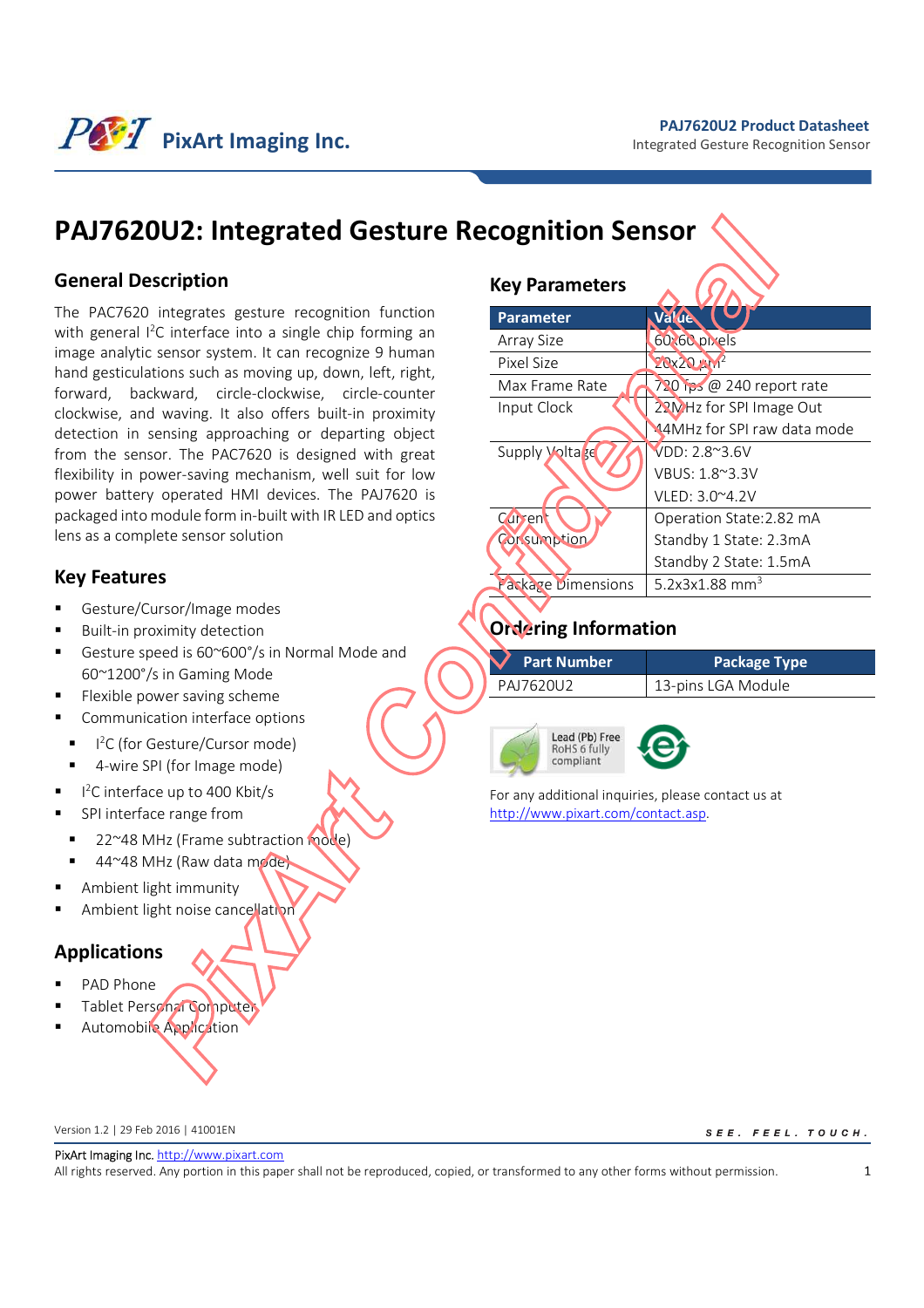# PAJ7620U2: Integrated Gesture Recognition Sensor

## General Description

The PAC7620 integrates gesture recognition function with general I$^2$C interface into a single chip forming an image analytic sensor system. It can recognize 9 human hand gesticulations such as moving up, down, left, right, forward, backward, circle-clockwise, circle-counter clockwise, and waving. It also offers built-in proximity detection in sensing approaching or departing object from the sensor. The PAC7620 is designed with great flexibility in power-saving mechanism, well suit for low power battery operated HMI devices. The PAJ7620 is packaged into module form in-built with IR LED and optics lens as a complete sensor solution.

## Key Features

- Gesture/Cursor/Image modes
- Built-in proximity detection
- Gesture speed is 60~600°/s in Normal Mode and 60~1200°/s in Gaming Mode
- Flexible power saving scheme
- Communication interface options
  - I$^2$C (for Gesture/Cursor mode)
  - 4-wire SPI (for Image mode)
- I$^2$C interface up to 400 Kbit/s
- SPI interface range from
  - 22~48 MHz (Frame subtraction mode)
  - 44~48 MHz (Raw data mode)
- Ambient light immunity
- Ambient light noise cancellation

## Applications

- PAD Phone
- Tablet Personal Computer
- Automobile Application

## Key Parameters

| Parameter | Value |
|---|---|
| Array Size | 60x60 pixels |
| Pixel Size | 20x20 $\mu m^2$ |
| Max Frame Rate | 720 fps @ 240 report rate |
| Input Clock | 22MHz for SPI Image Out<br>44MHz for SPI raw data mode |
| Supply Voltage | VDD: 2.8~3.6V<br>VBUS: 1.8~3.3V<br>VLED: 3.0~4.2V |
| Current Consumption | Operation State:2.82 mA<br>Standby 1 State: 2.3mA<br>Standby 2 State: 1.5mA |
| Package Dimensions | 5.2x3x1.88 mm$^3$ |

## Ordering Information

| Part Number | Package Type |
|---|---|
| PAJ7620U2 | 13-pins LGA Module |

Lead (Pb) Free RoHS 6 fully compliant

For any additional inquiries, please contact us at http://www.pixart.com/contact.asp.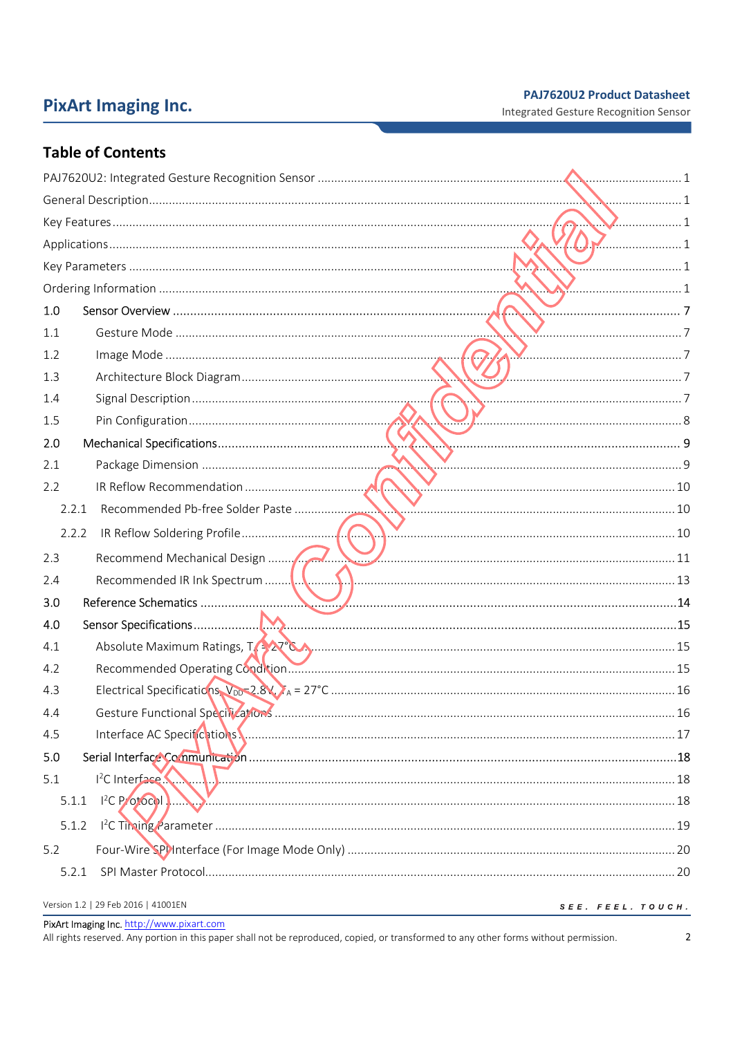## Table of Contents

PAJ7620U2: Integrated Gesture Recognition Sensor ........ 1
General Description ........ 1
Key Features ........ 1
Applications ........ 1
Key Parameters ........ 1
Ordering Information ........ 1
1.0 Sensor Overview ........ 7
1.1 Gesture Mode ........ 7
1.2 Image Mode ........ 7
1.3 Architecture Block Diagram ........ 7
1.4 Signal Description ........ 7
1.5 Pin Configuration ........ 8
2.0 Mechanical Specifications ........ 9
2.1 Package Dimension ........ 9
2.2 IR Reflow Recommendation ........ 10
2.2.1 Recommended Pb-free Solder Paste ........ 10
2.2.2 IR Reflow Soldering Profile ........ 10
2.3 Recommend Mechanical Design ........ 11
2.4 Recommended IR Ink Spectrum ........ 13
3.0 Reference Schematics ........ 14
4.0 Sensor Specifications ........ 15
4.1 Absolute Maximum Ratings, $T_A$ = 27°C ........ 15
4.2 Recommended Operating Condition ........ 15
4.3 Electrical Specifications, $V_{DD}$=2.8V, $T_A$ = 27°C ........ 16
4.4 Gesture Functional Specifications ........ 16
4.5 Interface AC Specifications ........ 17
5.0 Serial Interface Communication ........ 18
5.1 $I^2C$ Interface ........ 18
5.1.1 $I^2C$ Protocol ........ 18
5.1.2 $I^2C$ Timing Parameter ........ 19
5.2 Four-Wire SPI Interface (For Image Mode Only) ........ 20
5.2.1 SPI Master Protocol ........ 20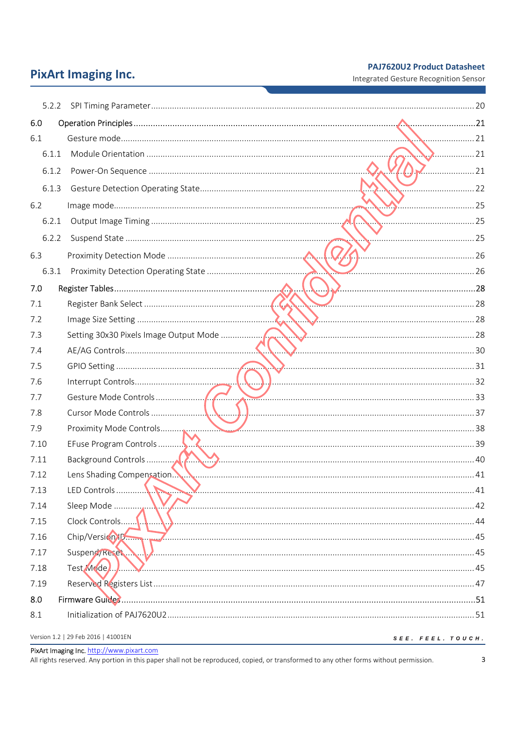| | | |
|---|---|---|
| 5.2.2 | SPI Timing Parameter | 20 |
| 6.0 | Operation Principles | 21 |
| 6.1 | Gesture mode | 21 |
| 6.1.1 | Module Orientation | 21 |
| 6.1.2 | Power-On Sequence | 21 |
| 6.1.3 | Gesture Detection Operating State | 22 |
| 6.2 | Image mode | 25 |
| 6.2.1 | Output Image Timing | 25 |
| 6.2.2 | Suspend State | 25 |
| 6.3 | Proximity Detection Mode | 26 |
| 6.3.1 | Proximity Detection Operating State | 26 |
| 7.0 | Register Tables | 28 |
| 7.1 | Register Bank Select | 28 |
| 7.2 | Image Size Setting | 28 |
| 7.3 | Setting 30x30 Pixels Image Output Mode | 28 |
| 7.4 | AE/AG Controls | 30 |
| 7.5 | GPIO Setting | 31 |
| 7.6 | Interrupt Controls | 32 |
| 7.7 | Gesture Mode Controls | 33 |
| 7.8 | Cursor Mode Controls | 37 |
| 7.9 | Proximity Mode Controls | 38 |
| 7.10 | EFuse Program Controls | 39 |
| 7.11 | Background Controls | 40 |
| 7.12 | Lens Shading Compensation | 41 |
| 7.13 | LED Controls | 41 |
| 7.14 | Sleep Mode | 42 |
| 7.15 | Clock Controls | 44 |
| 7.16 | Chip/Version ID | 45 |
| 7.17 | Suspend/Reset | 45 |
| 7.18 | Test Mode | 45 |
| 7.19 | Reserved Registers List | 47 |
| 8.0 | Firmware Guides | 51 |
| 8.1 | Initialization of PAJ7620U2 | 51 |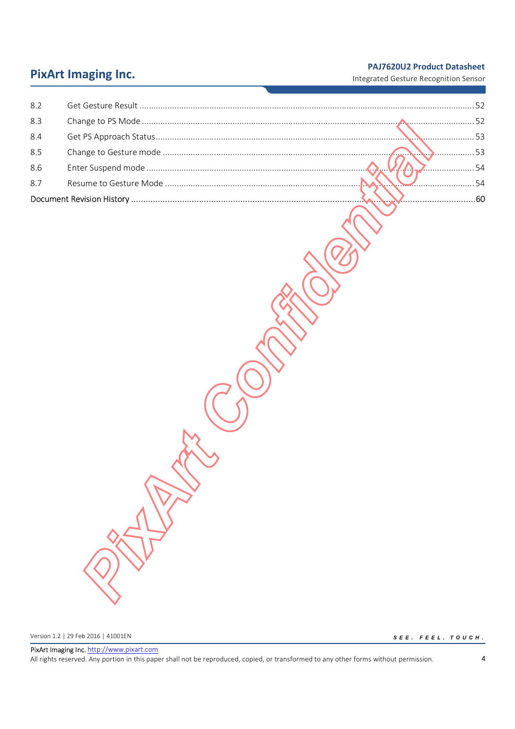| | | |
|---|---|---|
| 8.2 | Get Gesture Result | 52 |
| 8.3 | Change to PS Mode | 52 |
| 8.4 | Get PS Approach Status | 53 |
| 8.5 | Change to Gesture mode | 53 |
| 8.6 | Enter Suspend mode | 54 |
| 8.7 | Resume to Gesture Mode | 54 |
| Document Revision History | | 60 |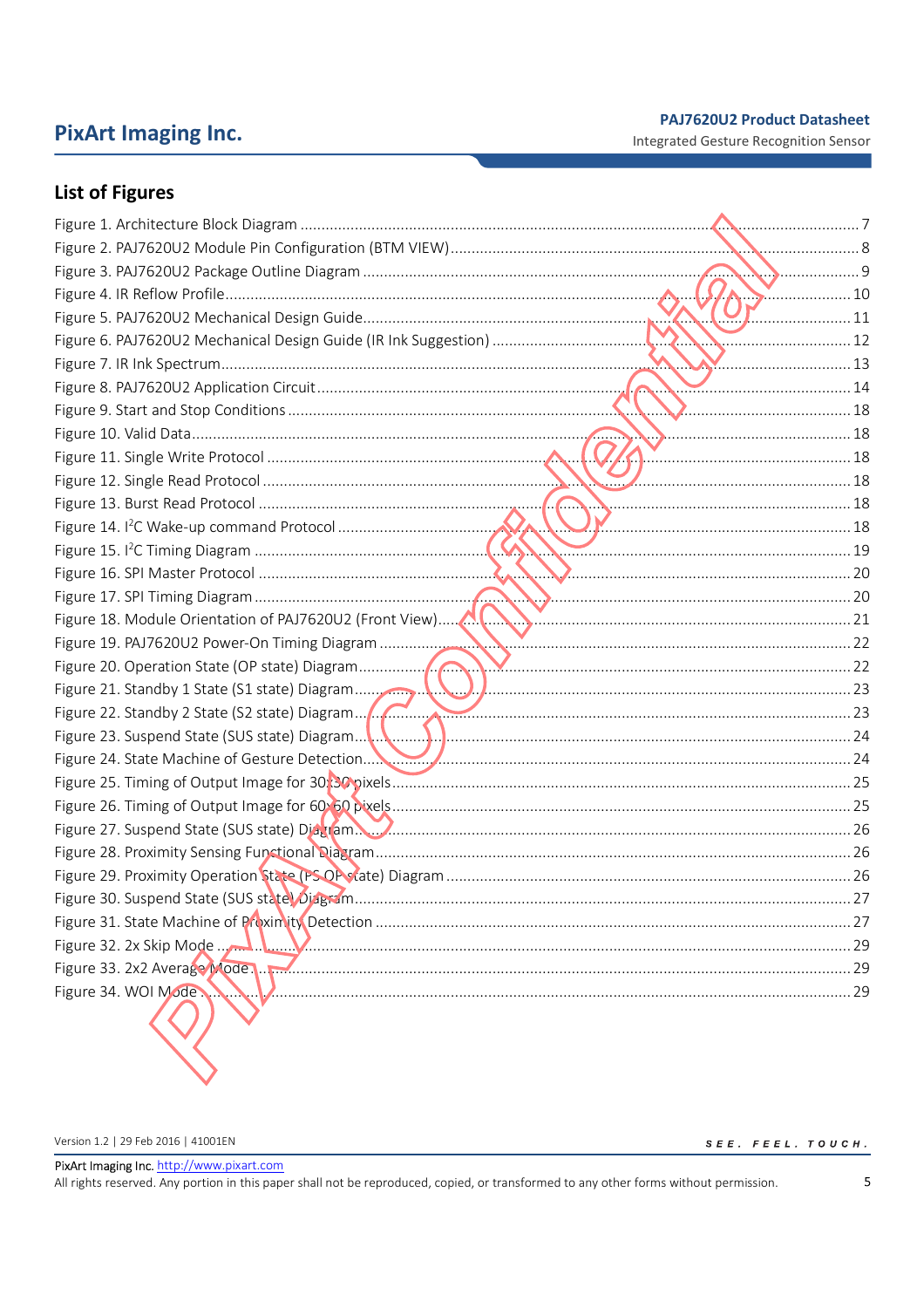## List of Figures

Figure 1. Architecture Block Diagram ..... 7
Figure 2. PAJ7620U2 Module Pin Configuration (BTM VIEW) ..... 8
Figure 3. PAJ7620U2 Package Outline Diagram ..... 9
Figure 4. IR Reflow Profile ..... 10
Figure 5. PAJ7620U2 Mechanical Design Guide ..... 11
Figure 6. PAJ7620U2 Mechanical Design Guide (IR Ink Suggestion) ..... 12
Figure 7. IR Ink Spectrum ..... 13
Figure 8. PAJ7620U2 Application Circuit ..... 14
Figure 9. Start and Stop Conditions ..... 18
Figure 10. Valid Data ..... 18
Figure 11. Single Write Protocol ..... 18
Figure 12. Single Read Protocol ..... 18
Figure 13. Burst Read Protocol ..... 18
Figure 14. I$^2$C Wake-up command Protocol ..... 18
Figure 15. I$^2$C Timing Diagram ..... 19
Figure 16. SPI Master Protocol ..... 20
Figure 17. SPI Timing Diagram ..... 20
Figure 18. Module Orientation of PAJ7620U2 (Front View) ..... 21
Figure 19. PAJ7620U2 Power-On Timing Diagram ..... 22
Figure 20. Operation State (OP state) Diagram ..... 22
Figure 21. Standby 1 State (S1 state) Diagram ..... 23
Figure 22. Standby 2 State (S2 state) Diagram ..... 23
Figure 23. Suspend State (SUS state) Diagram ..... 24
Figure 24. State Machine of Gesture Detection ..... 24
Figure 25. Timing of Output Image for 30x30 pixels ..... 25
Figure 26. Timing of Output Image for 60x60 pixels ..... 25
Figure 27. Suspend State (SUS state) Diagram ..... 26
Figure 28. Proximity Sensing Functional Diagram ..... 26
Figure 29. Proximity Operation State (PS OP state) Diagram ..... 26
Figure 30. Suspend State (SUS state) Diagram ..... 27
Figure 31. State Machine of Proximity Detection ..... 27
Figure 32. 2x Skip Mode ..... 29
Figure 33. 2x2 Average Mode ..... 29
Figure 34. WOI Mode ..... 29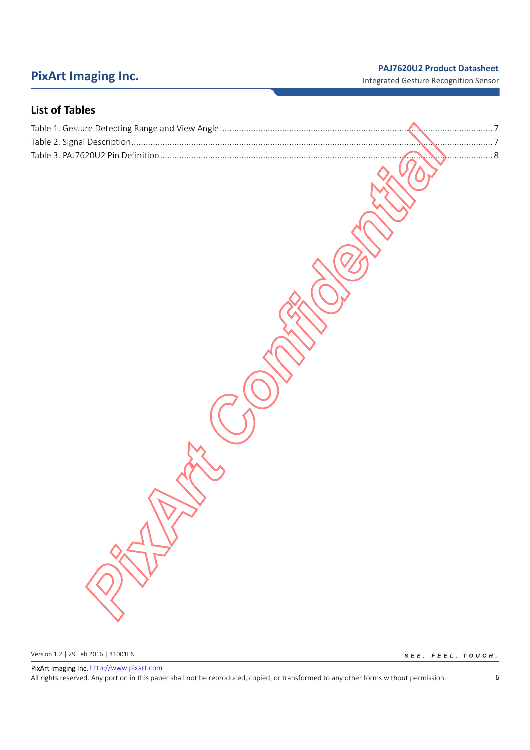## List of Tables

Table 1. Gesture Detecting Range and View Angle ........................................ 7
Table 2. Signal Description ........................................ 7
Table 3. PAJ7620U2 Pin Definition ........................................ 8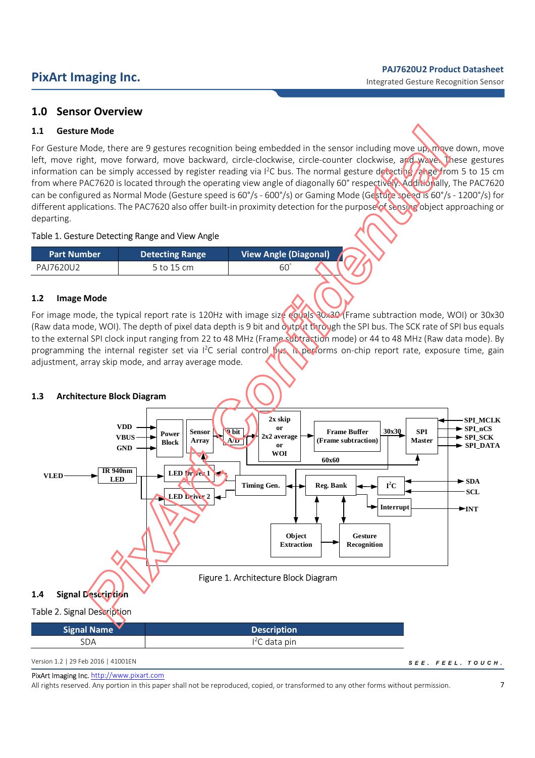## 1.0 Sensor Overview

### 1.1 Gesture Mode

For Gesture Mode, there are 9 gestures recognition being embedded in the sensor including move up, move down, move left, move right, move forward, move backward, circle-clockwise, circle-counter clockwise, and wave. These gestures information can be simply accessed by register reading via I²C bus. The normal gesture detecting range from 5 to 15 cm from where PAC7620 is located through the operating view angle of diagonally 60° respectively. Additionally, The PAC7620 can be configured as Normal Mode (Gesture speed is 60°/s - 600°/s) or Gaming Mode (Gesture speed is 60°/s - 1200°/s) for different applications. The PAC7620 also offer built-in proximity detection for the purpose of sensing object approaching or departing.

Table 1. Gesture Detecting Range and View Angle

| Part Number | Detecting Range | View Angle (Diagonal) |
|---|---|---|
| PAJ7620U2 | 5 to 15 cm | 60° |

### 1.2 Image Mode

For image mode, the typical report rate is 120Hz with image size equals 30x30 (Frame subtraction mode, WOI) or 30x30 (Raw data mode, WOI). The depth of pixel data depth is 9 bit and output through the SPI bus. The SCK rate of SPI bus equals to the external SPI clock input ranging from 22 to 48 MHz (Frame subtraction mode) or 44 to 48 MHz (Raw data mode). By programming the internal register set via I²C serial control bus, it performs on-chip report rate, exposure time, gain adjustment, array skip mode, and array average mode.

### 1.3 Architecture Block Diagram

Figure 1. Architecture Block Diagram

### 1.4 Signal Description

Table 2. Signal Description

| Signal Name | Description |
|---|---|
| SDA | I²C data pin |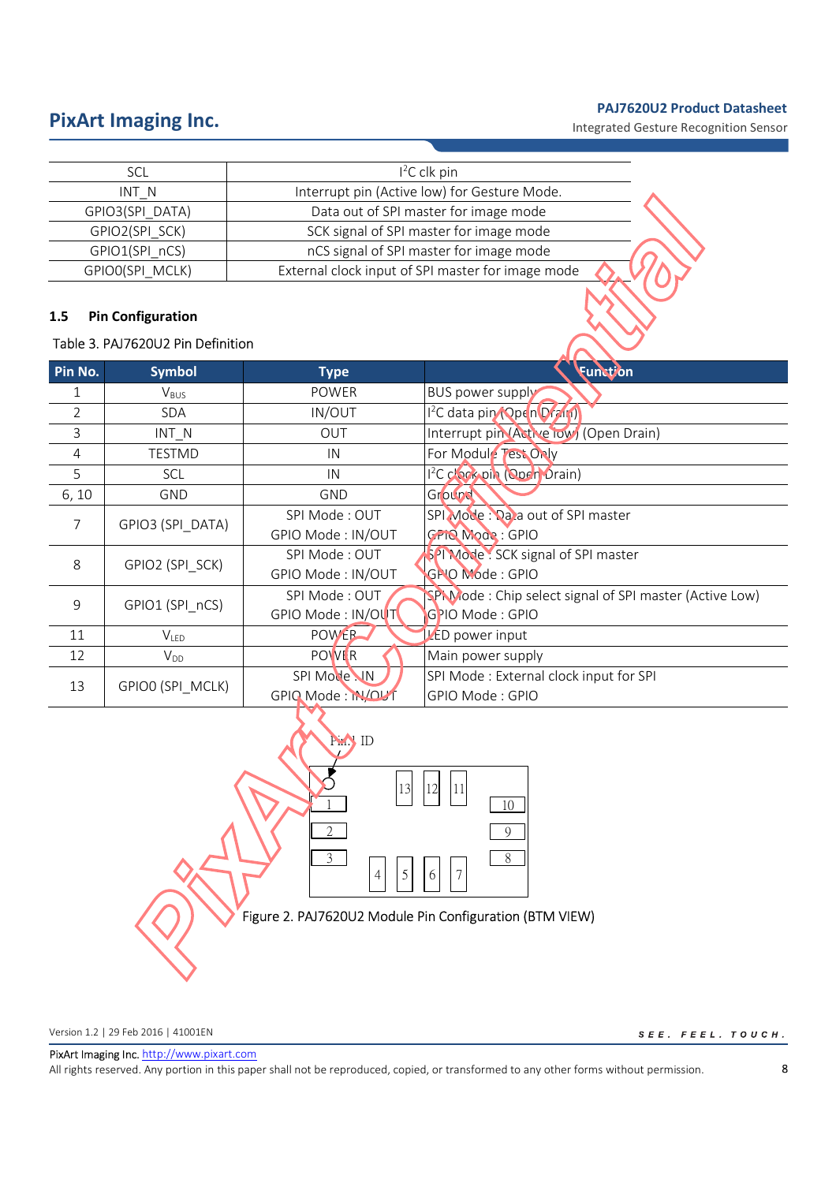| SCL | $I^2C$ clk pin |
|---|---|
| INT_N | Interrupt pin (Active low) for Gesture Mode. |
| GPIO3(SPI_DATA) | Data out of SPI master for image mode |
| GPIO2(SPI_SCK) | SCK signal of SPI master for image mode |
| GPIO1(SPI_nCS) | nCS signal of SPI master for image mode |
| GPIO0(SPI_MCLK) | External clock input of SPI master for image mode |

### 1.5 Pin Configuration

Table 3. PAJ7620U2 Pin Definition

| Pin No. | Symbol | Type | Function |
|---|---|---|---|
| 1 | $V_{BUS}$ | POWER | BUS power supply |
| 2 | SDA | IN/OUT | $I^2C$ data pin (Open Drain) |
| 3 | INT_N | OUT | Interrupt pin (Active low) (Open Drain) |
| 4 | TESTMD | IN | For Module Test Only |
| 5 | SCL | IN | $I^2C$ clock pin (Open Drain) |
| 6, 10 | GND | GND | Ground |
| 7 | GPIO3 (SPI_DATA) | SPI Mode : OUT<br>GPIO Mode : IN/OUT | SPI Mode : Data out of SPI master<br>GPIO Mode : GPIO |
| 8 | GPIO2 (SPI_SCK) | SPI Mode : OUT<br>GPIO Mode : IN/OUT | SPI Mode : SCK signal of SPI master<br>GPIO Mode : GPIO |
| 9 | GPIO1 (SPI_nCS) | SPI Mode : OUT<br>GPIO Mode : IN/OUT | SPI Mode : Chip select signal of SPI master (Active Low)<br>GPIO Mode : GPIO |
| 11 | $V_{LED}$ | POWER | LED power input |
| 12 | $V_{DD}$ | POWER | Main power supply |
| 13 | GPIO0 (SPI_MCLK) | SPI Mode : IN<br>GPIO Mode : IN/OUT | SPI Mode : External clock input for SPI<br>GPIO Mode : GPIO |

Pin1 ID

13 12 11

1 10

2 9

3 8

4 5 6 7

Figure 2. PAJ7620U2 Module Pin Configuration (BTM VIEW)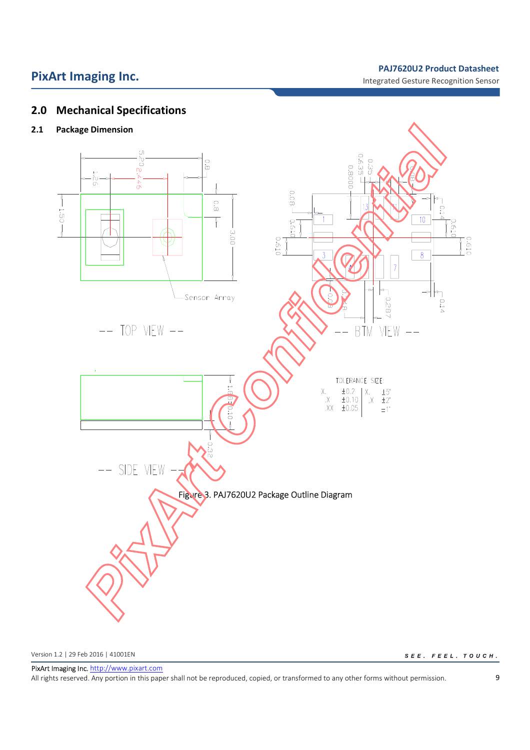## 2.0 Mechanical Specifications

### 2.1 Package Dimension

Figure 3. PAJ7620U2 Package Outline Diagram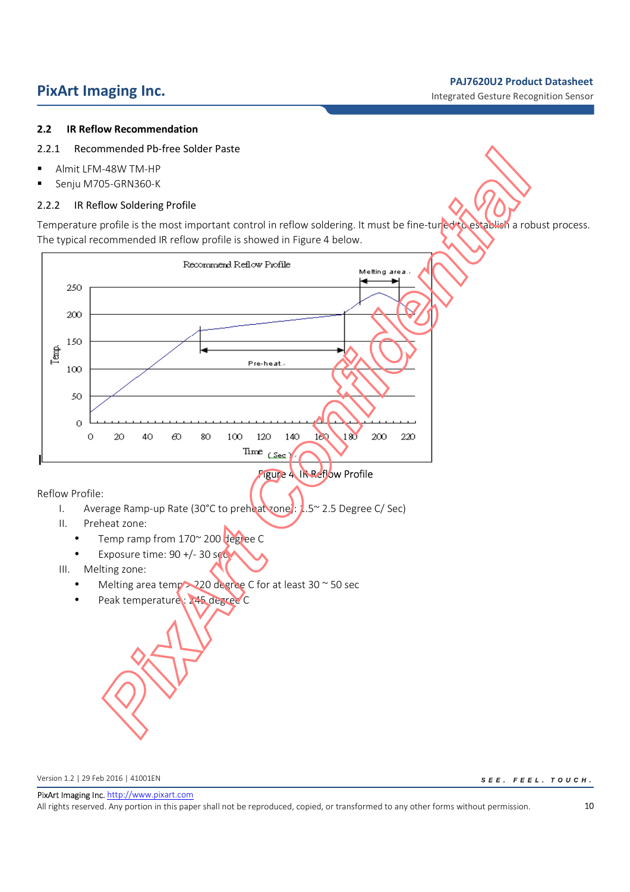## 2.2 IR Reflow Recommendation

### 2.2.1 Recommended Pb-free Solder Paste

- Almit LFM-48W TM-HP
- Senju M705-GRN360-K

### 2.2.2 IR Reflow Soldering Profile

Temperature profile is the most important control in reflow soldering. It must be fine-tuned to establish a robust process. The typical recommended IR reflow profile is showed in Figure 4 below.

Figure 4. IR Reflow Profile

Reflow Profile:

I. Average Ramp-up Rate (30°C to preheat zone) : 1.5~ 2.5 Degree C/ Sec)

II. Preheat zone:
   - Temp ramp from 170~ 200 degree C
   - Exposure time: 90 +/- 30 sec

III. Melting zone:
   - Melting area temp > 220 degree C for at least 30 ~ 50 sec
   - Peak temperature : 245 degree C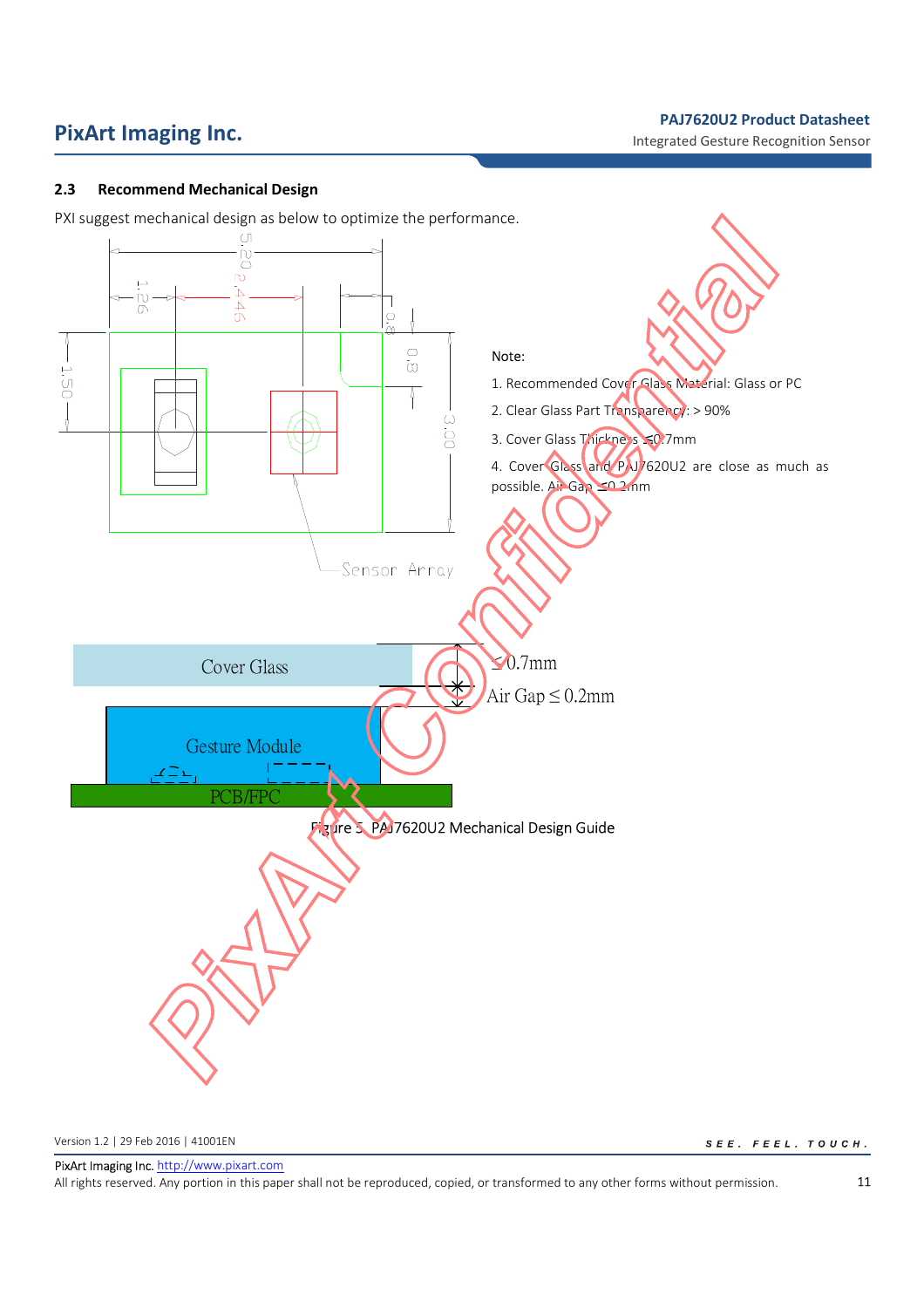## 2.3 Recommend Mechanical Design

PXI suggest mechanical design as below to optimize the performance.

Note:

1. Recommended Cover Glass Material: Glass or PC
2. Clear Glass Part Transparency: > 90%
3. Cover Glass Thickness ≤0.7mm
4. Cover Glass and PAJ7620U2 are close as much as possible. Air Gap ≤0.2mm

Figure 5. PAJ7620U2 Mechanical Design Guide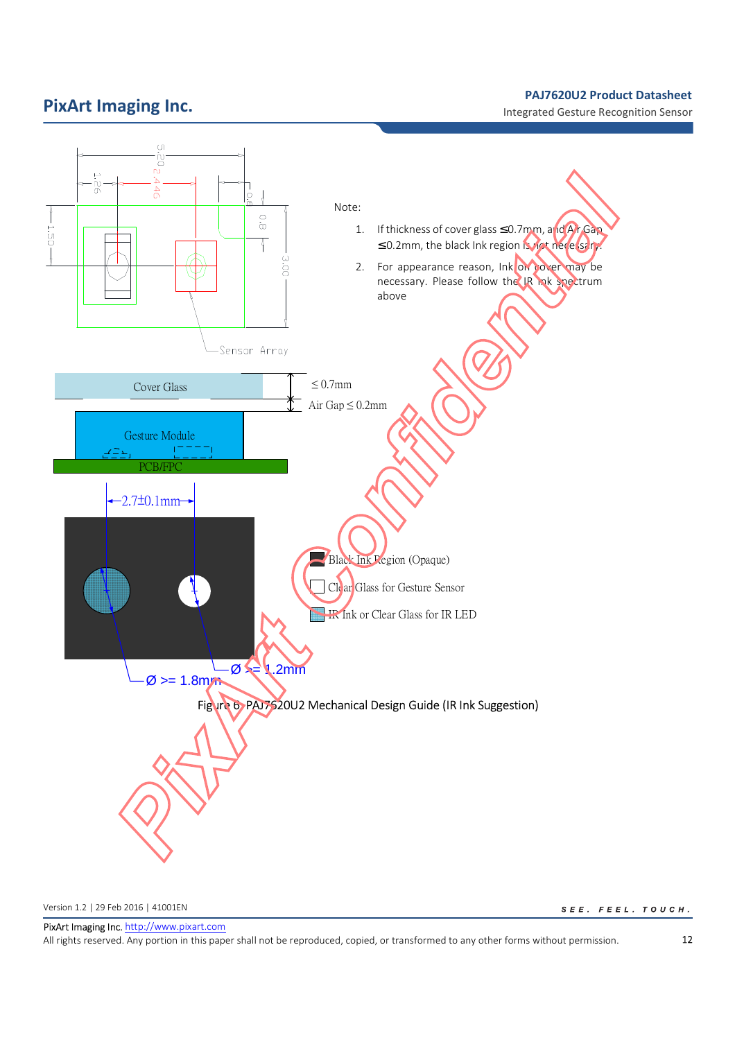Note:

1. If thickness of cover glass ≤0.7mm, and Air Gap ≤0.2mm, the black Ink region is not necessary.
2. For appearance reason, Ink on cover may be necessary. Please follow the IR ink spectrum above

Figure 6. PAJ7620U2 Mechanical Design Guide (IR Ink Suggestion)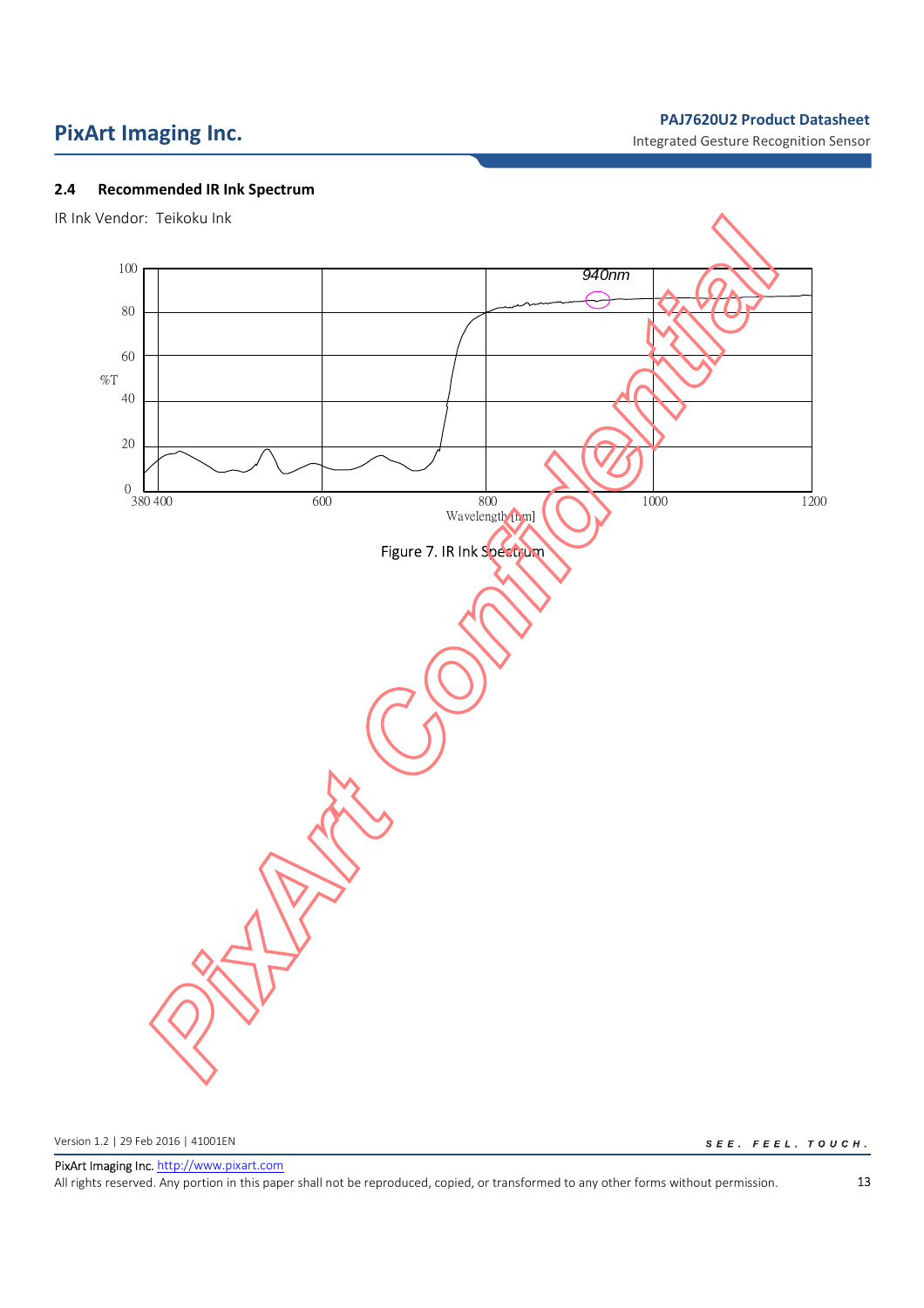## 2.4 Recommended IR Ink Spectrum

IR Ink Vendor: Teikoku Ink

Figure 7. IR Ink Spectrum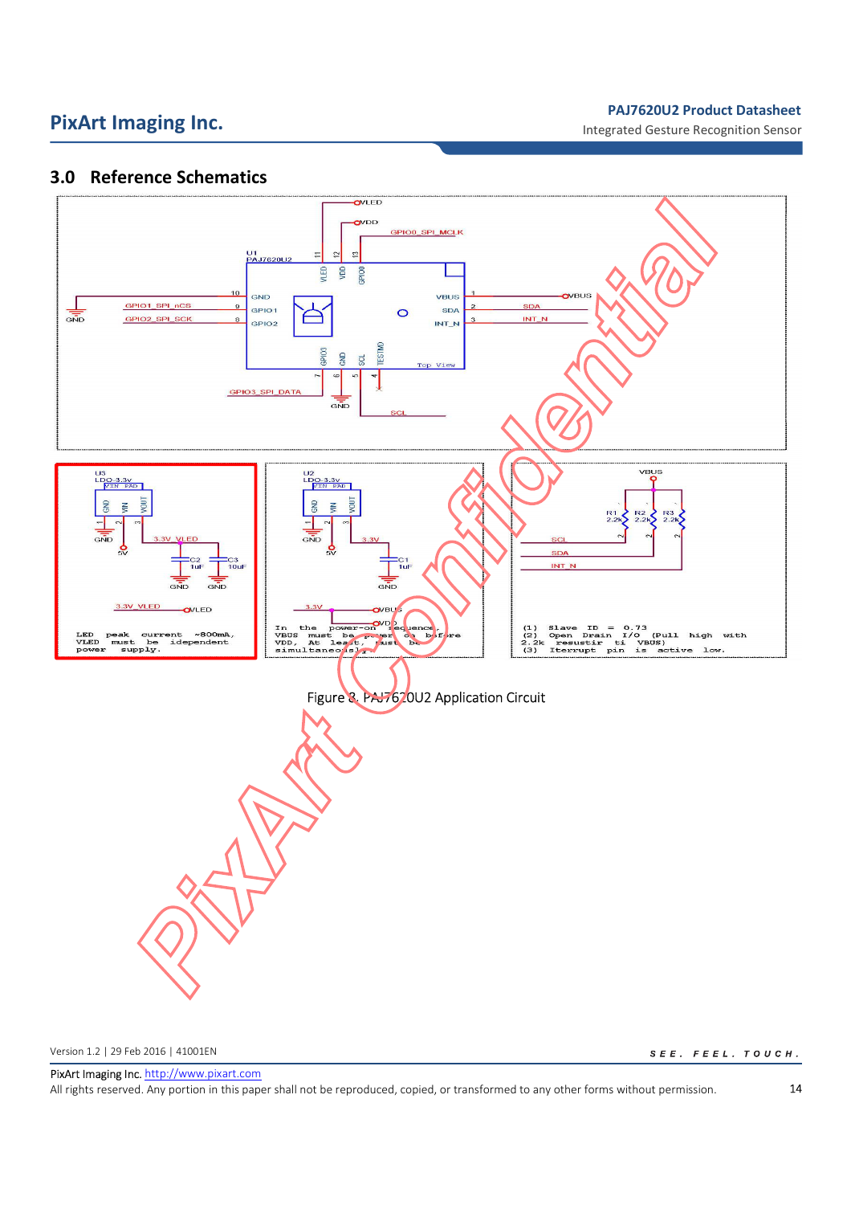## 3.0 Reference Schematics

LED peak current ~800mA, VLED must be independent power supply.

In the power-on sequence, VBUS must be power on before VDD, At least, must be simultaneously.

(1) Slave ID = 0.73
(2) Open Drain I/O (Pull high with 2.2k resustir ti VBUS)
(3) Iterrupt pin is active low.

Figure 3. PAJ7620U2 Application Circuit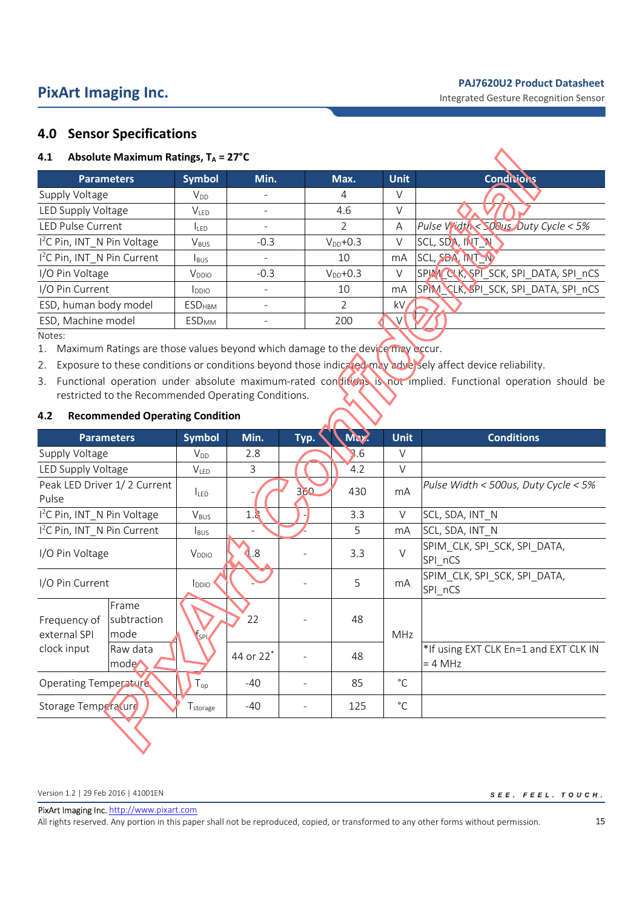## 4.0 Sensor Specifications

### 4.1 Absolute Maximum Ratings, $T_A$ = 27°C

| Parameters | Symbol | Min. | Max. | Unit | Conditions |
|---|---|---|---|---|---|
| Supply Voltage | $V_{DD}$ | - | 4 | V | |
| LED Supply Voltage | $V_{LED}$ | - | 4.6 | V | |
| LED Pulse Current | $I_{LED}$ | - | 2 | A | *Pulse Width < 500us, Duty Cycle < 5%* |
| I²C Pin, INT_N Pin Voltage | $V_{BUS}$ | -0.3 | $V_{DD}$+0.3 | V | SCL, SDA, INT_N |
| I²C Pin, INT_N Pin Current | $I_{BUS}$ | - | 10 | mA | SCL, SDA, INT_N |
| I/O Pin Voltage | $V_{DDIO}$ | -0.3 | $V_{DD}$+0.3 | V | SPIM_CLK, SPI_SCK, SPI_DATA, SPI_nCS |
| I/O Pin Current | $I_{DDIO}$ | - | 10 | mA | SPIM_CLK, SPI_SCK, SPI_DATA, SPI_nCS |
| ESD, human body model | $ESD_{HBM}$ | - | 2 | kV | |
| ESD, Machine model | $ESD_{MM}$ | - | 200 | V | |

Notes:

1. Maximum Ratings are those values beyond which damage to the device may occur.
2. Exposure to these conditions or conditions beyond those indicated may adversely affect device reliability.
3. Functional operation under absolute maximum-rated conditions is not implied. Functional operation should be restricted to the Recommended Operating Conditions.

### 4.2 Recommended Operating Condition

| Parameters | | Symbol | Min. | Typ. | Max. | Unit | Conditions |
|---|---|---|---|---|---|---|---|
| Supply Voltage | | $V_{DD}$ | 2.8 | | 3.6 | V | |
| LED Supply Voltage | | $V_{LED}$ | 3 | | 4.2 | V | |
| Peak LED Driver 1/ 2 Current Pulse | | $I_{LED}$ | - | 360 | 430 | mA | *Pulse Width < 500us, Duty Cycle < 5%* |
| I²C Pin, INT_N Pin Voltage | | $V_{BUS}$ | 1.8 | - | 3.3 | V | SCL, SDA, INT_N |
| I²C Pin, INT_N Pin Current | | $I_{BUS}$ | - | - | 5 | mA | SCL, SDA, INT_N |
| I/O Pin Voltage | | $V_{DDIO}$ | 1.8 | - | 3.3 | V | SPIM_CLK, SPI_SCK, SPI_DATA, SPI_nCS |
| I/O Pin Current | | $I_{DDIO}$ | - | - | 5 | mA | SPIM_CLK, SPI_SCK, SPI_DATA, SPI_nCS |
| Frequency of external SPI clock input | Frame subtraction mode | $f_{SPI}$ | 22 | - | 48 | MHz | |
| | Raw data mode | | 44 or 22* | - | 48 | | *If using EXT CLK En=1 and EXT CLK IN = 4 MHz |
| Operating Temperature | | $T_{op}$ | -40 | - | 85 | °C | |
| Storage Temperature | | $T_{storage}$ | -40 | - | 125 | °C | |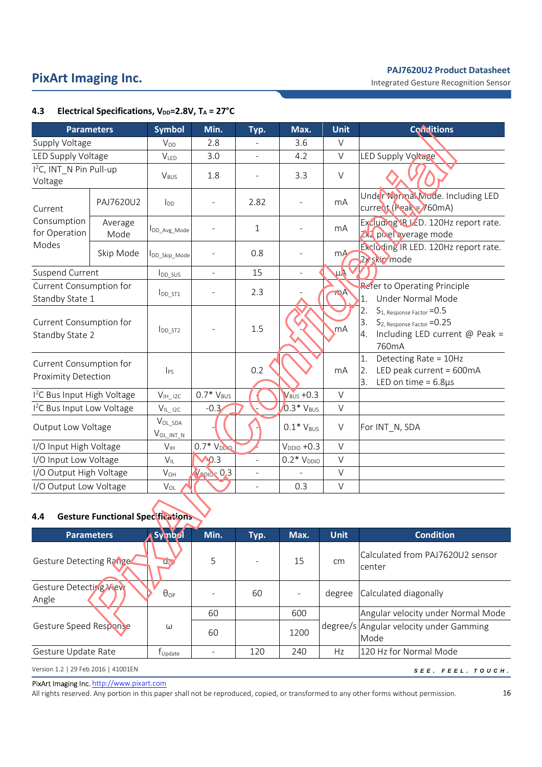### 4.3 Electrical Specifications, $V_{DD}$=2.8V, $T_A$ = 27°C

| Parameters | | Symbol | Min. | Typ. | Max. | Unit | Conditions |
|---|---|---|---|---|---|---|---|
| Supply Voltage | | $V_{DD}$ | 2.8 | - | 3.6 | V | |
| LED Supply Voltage | | $V_{LED}$ | 3.0 | - | 4.2 | V | LED Supply Voltage |
| I²C, INT_N Pin Pull-up Voltage | | $V_{BUS}$ | 1.8 | - | 3.3 | V | |
| Current Consumption for Operation Modes | PAJ7620U2 | $I_{DD}$ | - | 2.82 | - | mA | Under Normal Mode. Including LED current (Peak = 760mA) |
| | Average Mode | $I_{DD\_Avg\_Mode}$ | - | 1 | - | mA | Excluding IR LED. 120Hz report rate. 2x2 pixel average mode |
| | Skip Mode | $I_{DD\_Skip\_Mode}$ | - | 0.8 | - | mA | Excluding IR LED. 120Hz report rate. 2x skip mode |
| Suspend Current | | $I_{DD\_SUS}$ | - | 15 | - | uA | |
| Current Consumption for Standby State 1 | | $I_{DD\_ST1}$ | - | 2.3 | - | mA | Refer to Operating Principle<br>1. Under Normal Mode<br>2. $S_{1,\ Response\ Factor}$ =0.5<br>3. $S_{2,\ Response\ Factor}$ =0.25<br>4. Including LED current @ Peak = 760mA |
| Current Consumption for Standby State 2 | | $I_{DD\_ST2}$ | - | 1.5 | - | mA | |
| Current Consumption for Proximity Detection | | $I_{PS}$ | | 0.2 | | mA | 1. Detecting Rate = 10Hz<br>2. LED peak current = 600mA<br>3. LED on time = 6.8µs |
| I²C Bus Input High Voltage | | $V_{IH\_I2C}$ | 0.7* $V_{BUS}$ | - | $V_{BUS}$ +0.3 | V | |
| I²C Bus Input Low Voltage | | $V_{IL\_I2C}$ | -0.3 | - | 0.3* $V_{BUS}$ | V | |
| Output Low Voltage | | $V_{OL\_SDA}$<br>$V_{OL\_INT\_N}$ | - | - | 0.1* $V_{BUS}$ | V | For INT_N, SDA |
| I/O Input High Voltage | | $V_{IH}$ | 0.7* $V_{DDIO}$ | - | $V_{DDIO}$ +0.3 | V | |
| I/O Input Low Voltage | | $V_{IL}$ | -0.3 | - | 0.2* $V_{DDIO}$ | V | |
| I/O Output High Voltage | | $V_{OH}$ | $V_{DDIO}$ - 0.3 | - | - | V | |
| I/O Output Low Voltage | | $V_{OL}$ | | - | 0.3 | V | |

### 4.4 Gesture Functional Specifications

| Parameters | Symbol | Min. | Typ. | Max. | Unit | Condition |
|---|---|---|---|---|---|---|
| Gesture Detecting Range | $d_{OP}$ | 5 | - | 15 | cm | Calculated from PAJ7620U2 sensor center |
| Gesture Detecting View Angle | $\theta_{OP}$ | - | 60 | - | degree | Calculated diagonally |
| Gesture Speed Response | ω | 60 | | 600 | degree/s | Angular velocity under Normal Mode |
| | | 60 | | 1200 | | Angular velocity under Gamming Mode |
| Gesture Update Rate | $f_{Update}$ | - | 120 | 240 | Hz | 120 Hz for Normal Mode |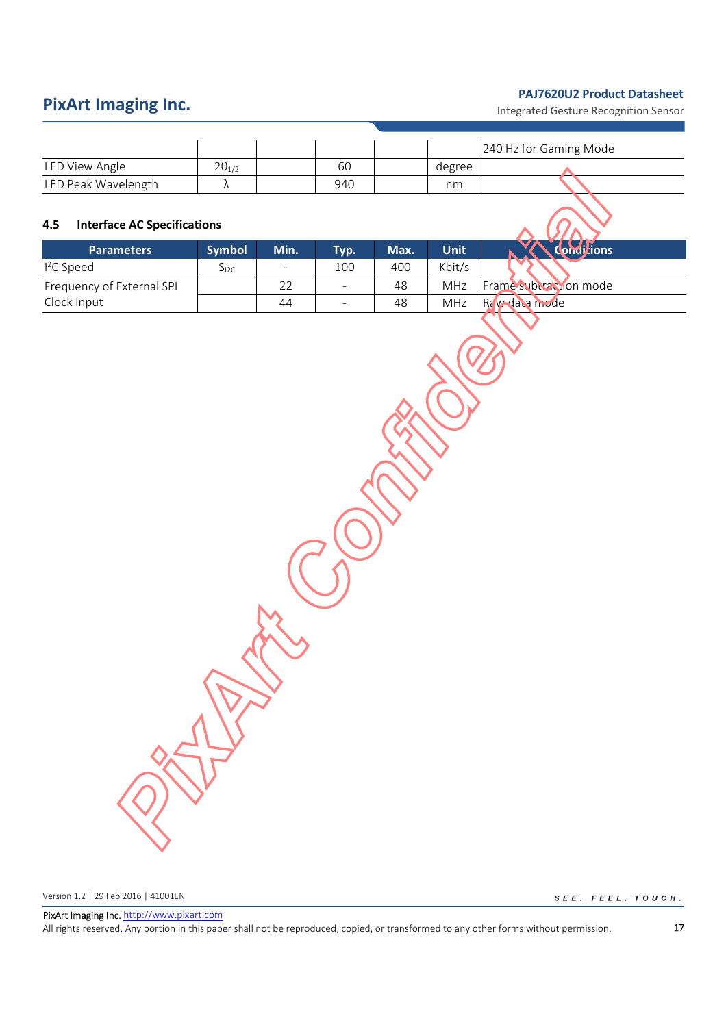|  |  |  |  |  |  | 240 Hz for Gaming Mode |
|---|---|---|---|---|---|---|
| LED View Angle | $2\theta_{1/2}$ |  | 60 |  | degree |  |
| LED Peak Wavelength | $\lambda$ |  | 940 |  | nm |  |

### 4.5 Interface AC Specifications

| Parameters | Symbol | Min. | Typ. | Max. | Unit | Conditions |
|---|---|---|---|---|---|---|
| $I^2C$ Speed | $S_{I2C}$ | - | 100 | 400 | Kbit/s |  |
| Frequency of External SPI Clock Input |  | 22 | - | 48 | MHz | Frame subtraction mode |
|  |  | 44 | - | 48 | MHz | Raw data mode |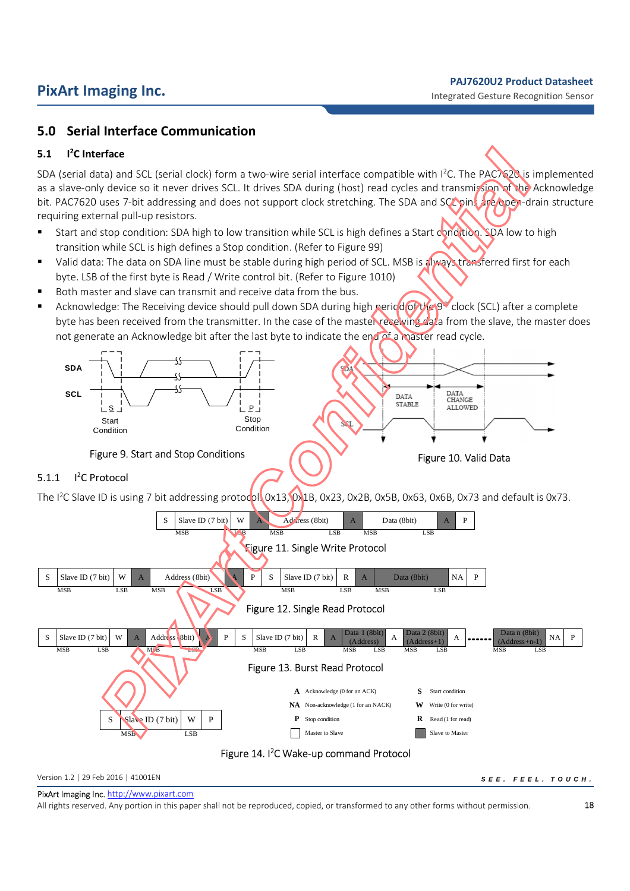## 5.0 Serial Interface Communication

### 5.1 I²C Interface

SDA (serial data) and SCL (serial clock) form a two-wire serial interface compatible with I²C. The PAC7620 is implemented as a slave-only device so it never drives SCL. It drives SDA during (host) read cycles and transmission of the Acknowledge bit. PAC7620 uses 7-bit addressing and does not support clock stretching. The SDA and SCL pins are open-drain structure requiring external pull-up resistors.

- Start and stop condition: SDA high to low transition while SCL is high defines a Start condition. SDA low to high transition while SCL is high defines a Stop condition. (Refer to Figure 99)
- Valid data: The data on SDA line must be stable during high period of SCL. MSB is always transferred first for each byte. LSB of the first byte is Read / Write control bit. (Refer to Figure 1010)
- Both master and slave can transmit and receive data from the bus.
- Acknowledge: The Receiving device should pull down SDA during high period of the 9th clock (SCL) after a complete byte has been received from the transmitter. In the case of the master receiving data from the slave, the master does not generate an Acknowledge bit after the last byte to indicate the end of a master read cycle.

Figure 9. Start and Stop Conditions

Figure 10. Valid Data

#### 5.1.1 I²C Protocol

The I²C Slave ID is using 7 bit addressing protocol 0x13, 0x1B, 0x23, 0x2B, 0x5B, 0x63, 0x6B, 0x73 and default is 0x73.

| S | Slave ID (7 bit) | W | A | Address (8bit) | A | Data (8bit) | A | P |
|---|---|---|---|---|---|---|---|---|

Figure 11. Single Write Protocol

| S | Slave ID (7 bit) | W | A | Address (8bit) | A | P | S | Slave ID (7 bit) | R | A | Data (8bit) | NA | P |
|---|---|---|---|---|---|---|---|---|---|---|---|---|---|

Figure 12. Single Read Protocol

| S | Slave ID (7 bit) | W | A | Address (8bit) | A | P | S | Slave ID (7 bit) | R | A | Data 1 (8bit) (Address) | A | Data 2 (8bit) (Address+1) | A | ...... | Data n (8bit) (Address+n-1) | NA | P |
|---|---|---|---|---|---|---|---|---|---|---|---|---|---|---|---|---|---|---|

Figure 13. Burst Read Protocol

| S | Slave ID (7 bit) | W | P |
|---|---|---|---|

- **A** Acknowledge (0 for an ACK)
- **NA** Non-acknowledge (1 for an NACK)
- **P** Stop condition
- **S** Start condition
- **W** Write (0 for write)
- **R** Read (1 for read)
- Master to Slave (white)
- Slave to Master (grey)

Figure 14. I²C Wake-up command Protocol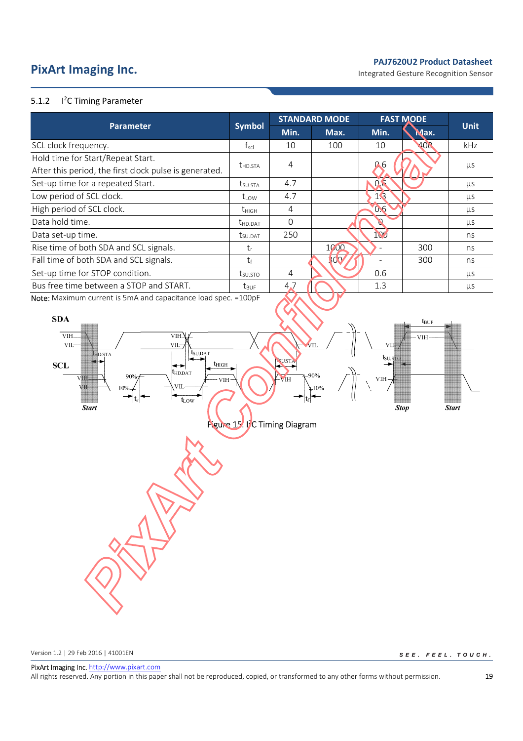#### 5.1.2 I²C Timing Parameter

| Parameter | Symbol | STANDARD MODE | | FAST MODE | | Unit |
|---|---|---|---|---|---|---|
| | | Min. | Max. | Min. | Max. | |
| SCL clock frequency. | $f_{scl}$ | 10 | 100 | 10 | 400 | kHz |
| Hold time for Start/Repeat Start. After this period, the first clock pulse is generated. | $t_{HD.STA}$ | 4 | | 0.6 | | µs |
| Set-up time for a repeated Start. | $t_{SU.STA}$ | 4.7 | | 0.6 | | µs |
| Low period of SCL clock. | $t_{LOW}$ | 4.7 | | 1.3 | | µs |
| High period of SCL clock. | $t_{HIGH}$ | 4 | | 0.6 | | µs |
| Data hold time. | $t_{HD.DAT}$ | 0 | | 0 | | µs |
| Data set-up time. | $t_{SU.DAT}$ | 250 | | 100 | | ns |
| Rise time of both SDA and SCL signals. | $t_r$ | | 1000 | - | 300 | ns |
| Fall time of both SDA and SCL signals. | $t_f$ | | 300 | - | 300 | ns |
| Set-up time for STOP condition. | $t_{SU.STO}$ | 4 | | 0.6 | | µs |
| Bus free time between a STOP and START. | $t_{BUF}$ | 4.7 | | 1.3 | | µs |

Note: Maximum current is 5mA and capacitance load spec. =100pF

Figure 15. I²C Timing Diagram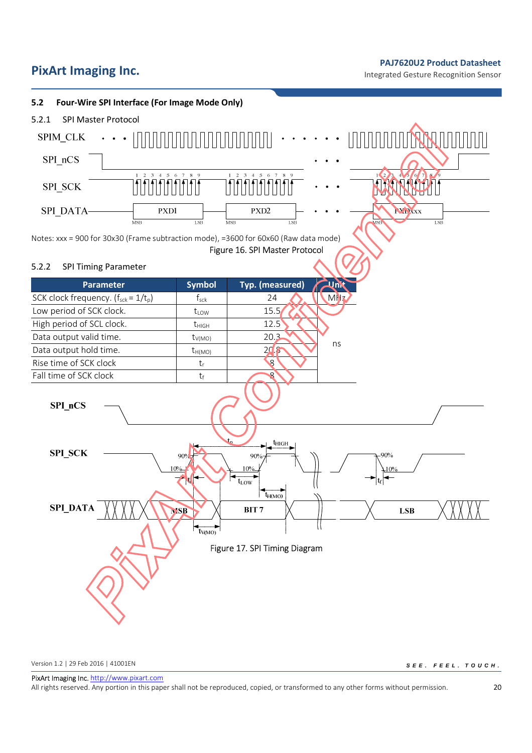## 5.2 Four-Wire SPI Interface (For Image Mode Only)

### 5.2.1 SPI Master Protocol

Notes: xxx = 900 for 30x30 (Frame subtraction mode), =3600 for 60x60 (Raw data mode)

Figure 16. SPI Master Protocol

### 5.2.2 SPI Timing Parameter

| Parameter | Symbol | Typ. (measured) | Unit |
|---|---|---|---|
| SCK clock frequency. ($f_{sck} = 1/t_p$) | $f_{sck}$ | 24 | MHz |
| Low period of SCK clock. | $t_{LOW}$ | 15.5 | ns |
| High period of SCL clock. | $t_{HIGH}$ | 12.5 | ns |
| Data output valid time. | $t_{V(MO)}$ | 20.3 | ns |
| Data output hold time. | $t_{H(MO)}$ | 20.8 | ns |
| Rise time of SCK clock | $t_r$ | 8 | ns |
| Fall time of SCK clock | $t_f$ | 8 | ns |

Figure 17. SPI Timing Diagram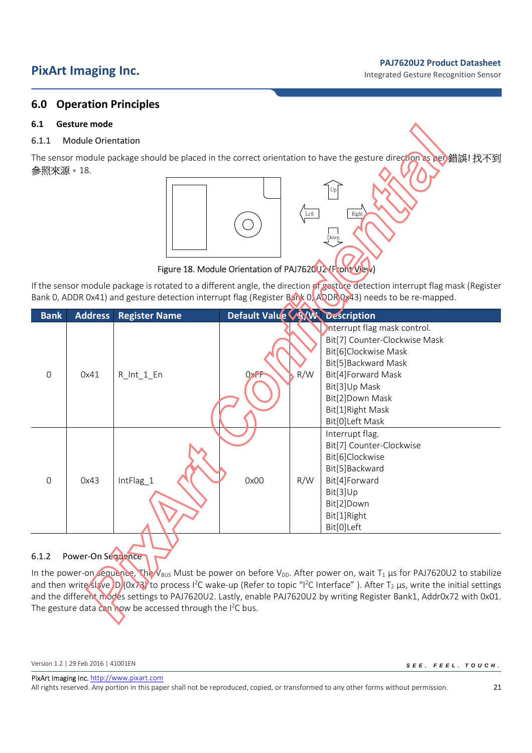## 6.0 Operation Principles

### 6.1 Gesture mode

#### 6.1.1 Module Orientation

The sensor module package should be placed in the correct orientation to have the gesture direction as per 錯誤! 找不到參照來源。18.

Up

Left

Right

Down

Figure 18. Module Orientation of PAJ7620U2 (Front View)

If the sensor module package is rotated to a different angle, the direction of gesture detection interrupt flag mask (Register Bank 0, ADDR 0x41) and gesture detection interrupt flag (Register Bank 0, ADDR 0x43) needs to be re-mapped.

| Bank | Address | Register Name | Default Value | R/W | Description |
|---|---|---|---|---|---|
| 0 | 0x41 | R_Int_1_En | 0xFF | R/W | Interrupt flag mask control.<br>Bit[7] Counter-Clockwise Mask<br>Bit[6]Clockwise Mask<br>Bit[5]Backward Mask<br>Bit[4]Forward Mask<br>Bit[3]Up Mask<br>Bit[2]Down Mask<br>Bit[1]Right Mask<br>Bit[0]Left Mask |
| 0 | 0x43 | IntFlag_1 | 0x00 | R/W | Interrupt flag.<br>Bit[7] Counter-Clockwise<br>Bit[6]Clockwise<br>Bit[5]Backward<br>Bit[4]Forward<br>Bit[3]Up<br>Bit[2]Down<br>Bit[1]Right<br>Bit[0]Left |

#### 6.1.2 Power-On Sequence

In the power-on sequence, The $V_{BUS}$ Must be power on before $V_{DD}$. After power on, wait $T_1$ µs for PAJ7620U2 to stabilize and then write slave ID (0x73) to process $I^2C$ wake-up (Refer to topic "$I^2C$ Interface" ). After $T_2$ µs, write the initial settings and the different modes settings to PAJ7620U2. Lastly, enable PAJ7620U2 by writing Register Bank1, Addr0x72 with 0x01. The gesture data can now be accessed through the $I^2C$ bus.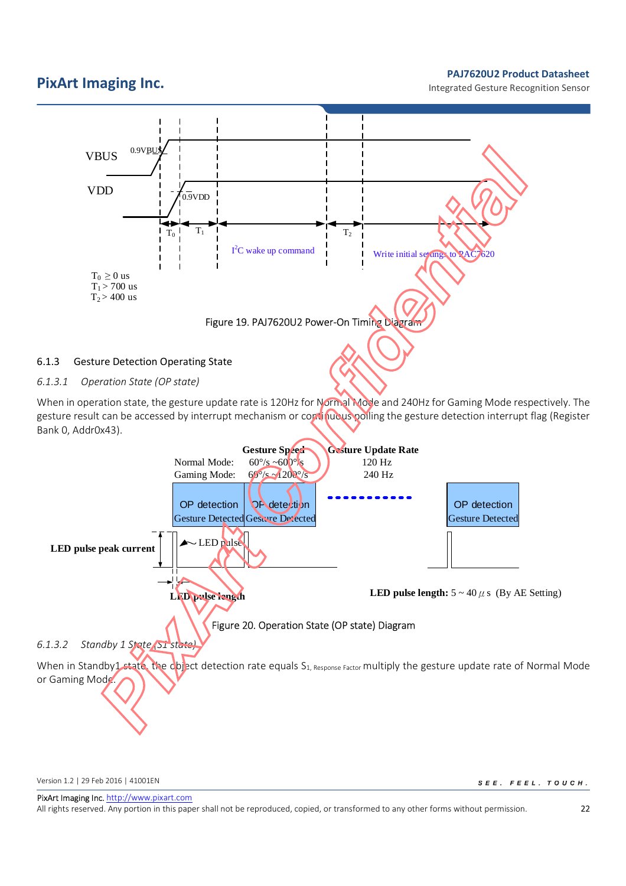$T_0 \geq 0$ us
$T_1 > 700$ us
$T_2 > 400$ us

Figure 19. PAJ7620U2 Power-On Timing Diagram

### 6.1.3 Gesture Detection Operating State

#### *6.1.3.1 Operation State (OP state)*

When in operation state, the gesture update rate is 120Hz for Normal Mode and 240Hz for Gaming Mode respectively. The gesture result can be accessed by interrupt mechanism or continuous polling the gesture detection interrupt flag (Register Bank 0, Addr0x43).

| | Gesture Speed | Gesture Update Rate |
|---|---|---|
| Normal Mode: | 60°/s ~600°/s | 120 Hz |
| Gaming Mode: | 60°/s ~1200°/s | 240 Hz |

**LED pulse length:** 5 ~ 40 $\mu$s (By AE Setting)

Figure 20. Operation State (OP state) Diagram

#### *6.1.3.2 Standby 1 State (S1 state)*

When in Standby1 state, the object detection rate equals $S_{1,\text{ Response Factor}}$ multiply the gesture update rate of Normal Mode or Gaming Mode.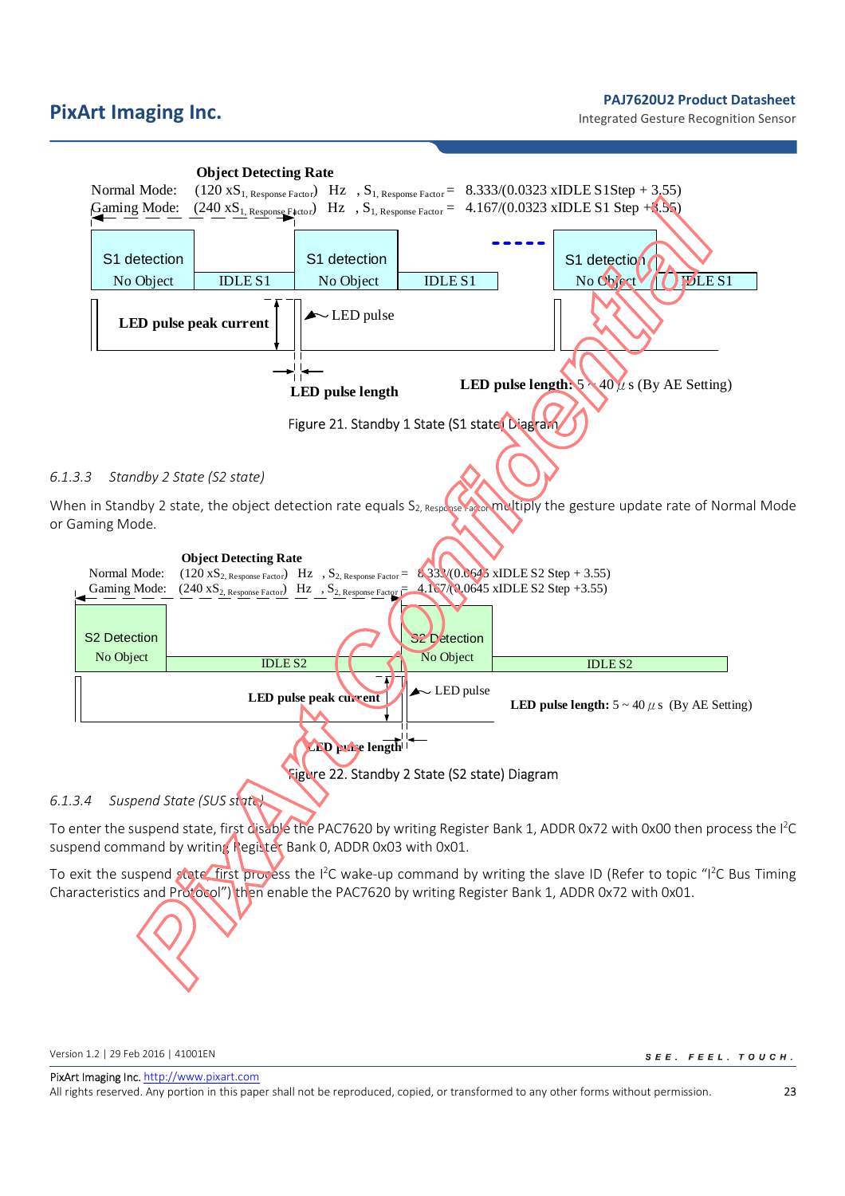**Object Detecting Rate**

Normal Mode: $(120 \times S_{1,\ Response\ Factor})$ Hz , $S_{1,\ Response\ Factor}$ = 8.333/(0.0323 xIDLE S1Step + 3.55)

Gaming Mode: $(240 \times S_{1,\ Response\ Factor})$ Hz , $S_{1,\ Response\ Factor}$ = 4.167/(0.0323 xIDLE S1 Step + 3.55)

S1 detection No Object | IDLE S1 | S1 detection No Object | IDLE S1 | S1 detection No Object | IDLE S1

LED pulse peak current

LED pulse

LED pulse length

**LED pulse length:** 5 ~ 40 $\mu$s (By AE Setting)

Figure 21. Standby 1 State (S1 state) Diagram

### 6.1.3.3 Standby 2 State (S2 state)

When in Standby 2 state, the object detection rate equals $S_{2,\ Response\ Factor}$ multiply the gesture update rate of Normal Mode or Gaming Mode.

**Object Detecting Rate**

Normal Mode: $(120 \times S_{2,\ Response\ Factor})$ Hz , $S_{2,\ Response\ Factor}$ = 8.333/(0.0645 xIDLE S2 Step + 3.55)

Gaming Mode: $(240 \times S_{2,\ Response\ Factor})$ Hz , $S_{2,\ Response\ Factor}$ = 4.167/(0.0645 xIDLE S2 Step +3.55)

S2 Detection No Object | IDLE S2 | S2 Detection No Object | IDLE S2

LED pulse peak current

LED pulse

**LED pulse length:** 5 ~ 40 $\mu$s (By AE Setting)

LED pulse length

Figure 22. Standby 2 State (S2 state) Diagram

### 6.1.3.4 Suspend State (SUS state)

To enter the suspend state, first disable the PAC7620 by writing Register Bank 1, ADDR 0x72 with 0x00 then process the I²C suspend command by writing Register Bank 0, ADDR 0x03 with 0x01.

To exit the suspend state, first process the I²C wake-up command by writing the slave ID (Refer to topic "I²C Bus Timing Characteristics and Protocol") then enable the PAC7620 by writing Register Bank 1, ADDR 0x72 with 0x01.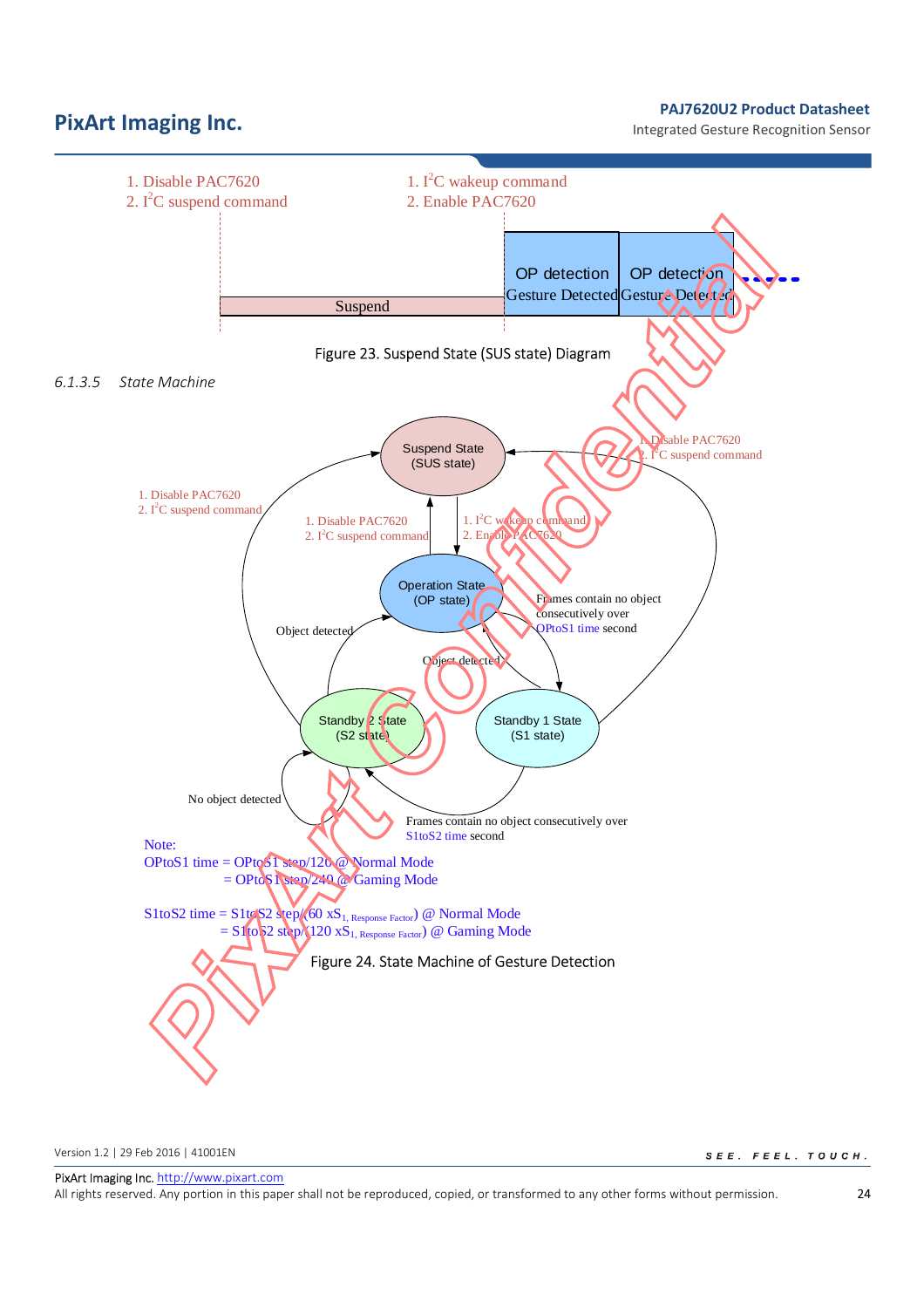1. Disable PAC7620
2. I²C suspend command

1. I²C wakeup command
2. Enable PAC7620

Suspend | OP detection Gesture Detected | OP detection Gesture Detected

Figure 23. Suspend State (SUS state) Diagram

### 6.1.3.5 State Machine

Suspend State (SUS state)

Operation State (OP state)

Standby 2 State (S2 state)

Standby 1 State (S1 state)

1. Disable PAC7620
2. I²C suspend command

1. I²C wakeup command
2. Enable PAC7620

Object detected

Frames contain no object consecutively over OPtoS1 time second

No object detected

Frames contain no object consecutively over S1toS2 time second

Note:

OPtoS1 time = OPtoS1 step/120 @ Normal Mode
= OPtoS1 step/240 @ Gaming Mode

S1toS2 time = S1toS2 step/(60 $xS_{1,\ Response\ Factor}$) @ Normal Mode
= S1toS2 step/(120 $xS_{1,\ Response\ Factor}$) @ Gaming Mode

Figure 24. State Machine of Gesture Detection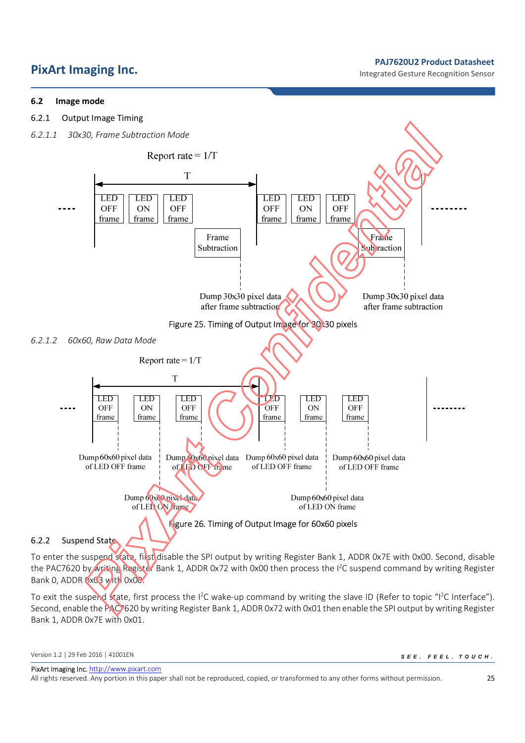## 6.2 Image mode

### 6.2.1 Output Image Timing

#### *6.2.1.1 30x30, Frame Subtraction Mode*

Report rate = 1/T

T

LED OFF frame | LED ON frame | LED OFF frame | LED OFF frame | LED ON frame | LED OFF frame

Frame Subtraction | Frame Subtraction

Dump 30x30 pixel data after frame subtraction | Dump 30x30 pixel data after frame subtraction

Figure 25. Timing of Output Image for 30x30 pixels

#### *6.2.1.2 60x60, Raw Data Mode*

Report rate = 1/T

T

LED OFF frame | LED ON frame | LED OFF frame | LED OFF frame | LED ON frame | LED OFF frame

Dump 60x60 pixel data of LED OFF frame | Dump 60x60 pixel data of LED OFF frame | Dump 60x60 pixel data of LED OFF frame | Dump 60x60 pixel data of LED OFF frame

Dump 60x60 pixel data of LED ON frame | Dump 60x60 pixel data of LED ON frame

Figure 26. Timing of Output Image for 60x60 pixels

### 6.2.2 Suspend State

To enter the suspend state, first disable the SPI output by writing Register Bank 1, ADDR 0x7E with 0x00. Second, disable the PAC7620 by writing Register Bank 1, ADDR 0x72 with 0x00 then process the I$^2$C suspend command by writing Register Bank 0, ADDR 0x03 with 0x00.

To exit the suspend state, first process the I$^2$C wake-up command by writing the slave ID (Refer to topic "I$^2$C Interface"). Second, enable the PAC7620 by writing Register Bank 1, ADDR 0x72 with 0x01 then enable the SPI output by writing Register Bank 1, ADDR 0x7E with 0x01.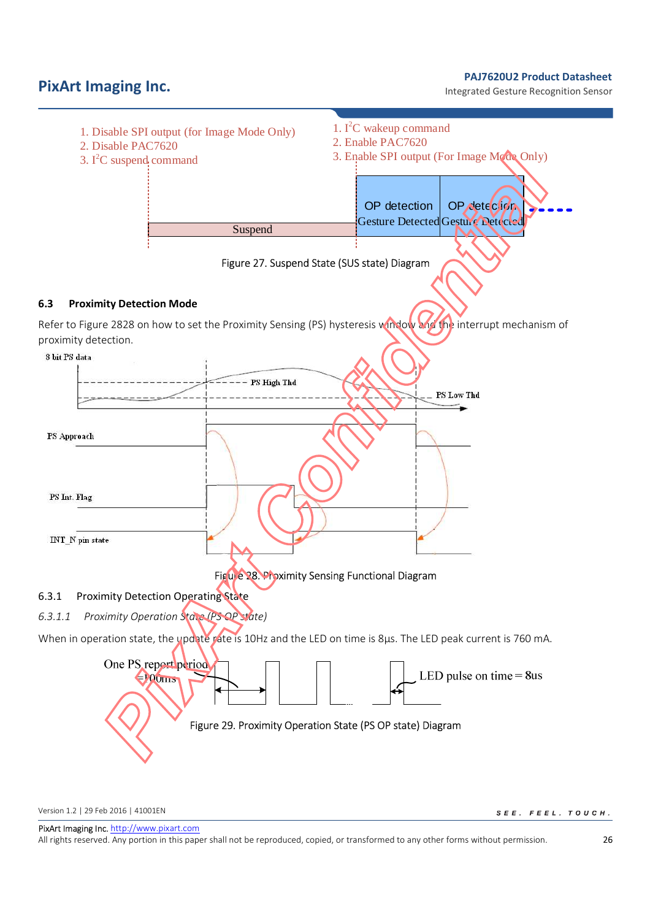1. Disable SPI output (for Image Mode Only)
2. Disable PAC7620
3. $I^2C$ suspend command

1. $I^2C$ wakeup command
2. Enable PAC7620
3. Enable SPI output (For Image Mode Only)

Suspend | OP detection Gesture Detected | OP detection Gesture Detected

Figure 27. Suspend State (SUS state) Diagram

### 6.3 Proximity Detection Mode

Refer to Figure 2828 on how to set the Proximity Sensing (PS) hysteresis window and the interrupt mechanism of proximity detection.

8 bit PS data

PS High Thd

PS Low Thd

PS Approach

PS Int. Flag

INT_N pin state

Figure 28. Proximity Sensing Functional Diagram

#### 6.3.1 Proximity Detection Operating State

##### *6.3.1.1 Proximity Operation State (PS OP state)*

When in operation state, the update rate is 10Hz and the LED on time is 8µs. The LED peak current is 760 mA.

One PS report period =100ms

LED pulse on time = 8us

Figure 29. Proximity Operation State (PS OP state) Diagram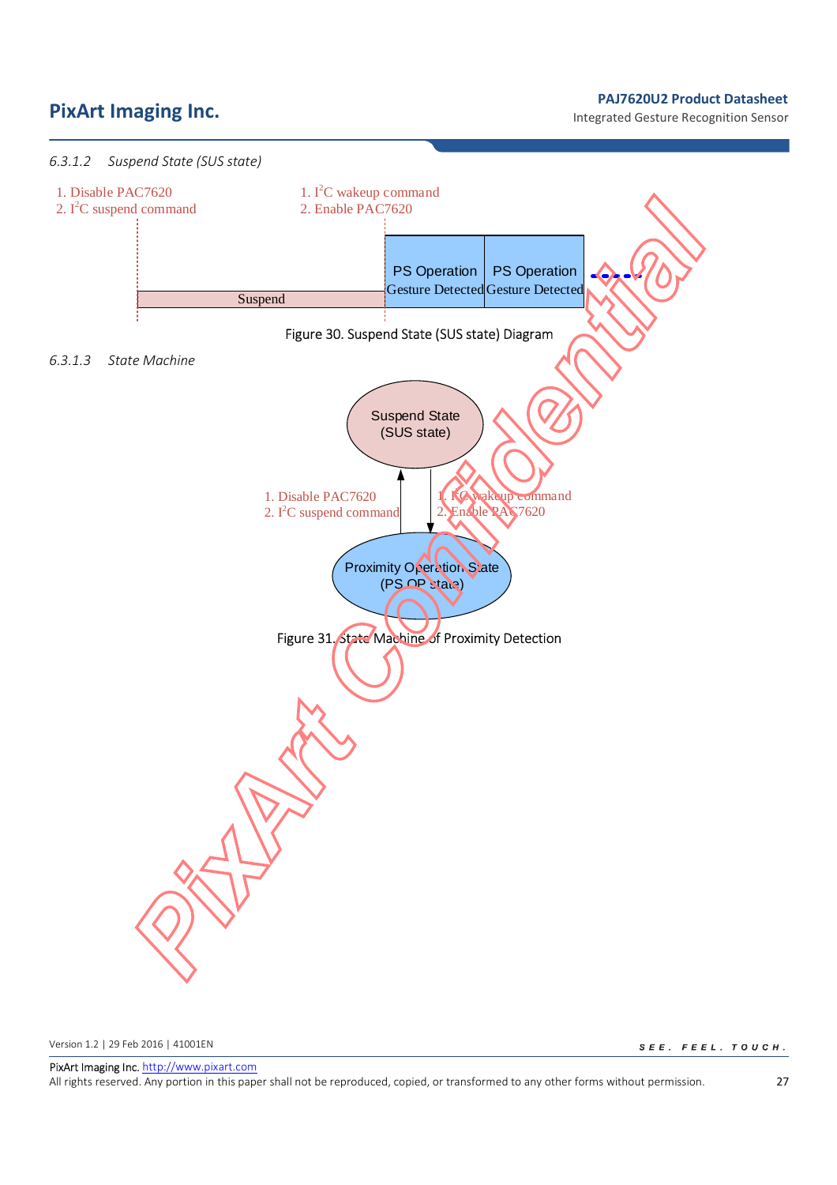#### 6.3.1.2 Suspend State (SUS state)

1. Disable PAC7620
2. I²C suspend command

1. I²C wakeup command
2. Enable PAC7620

Suspend

PS Operation Gesture Detected

PS Operation Gesture Detected

Figure 30. Suspend State (SUS state) Diagram

#### 6.3.1.3 State Machine

Suspend State (SUS state)

1. Disable PAC7620
2. I²C suspend command

1. I²C wakeup command
2. Enable PAC7620

Proximity Operation State (PS OP state)

Figure 31. State Machine of Proximity Detection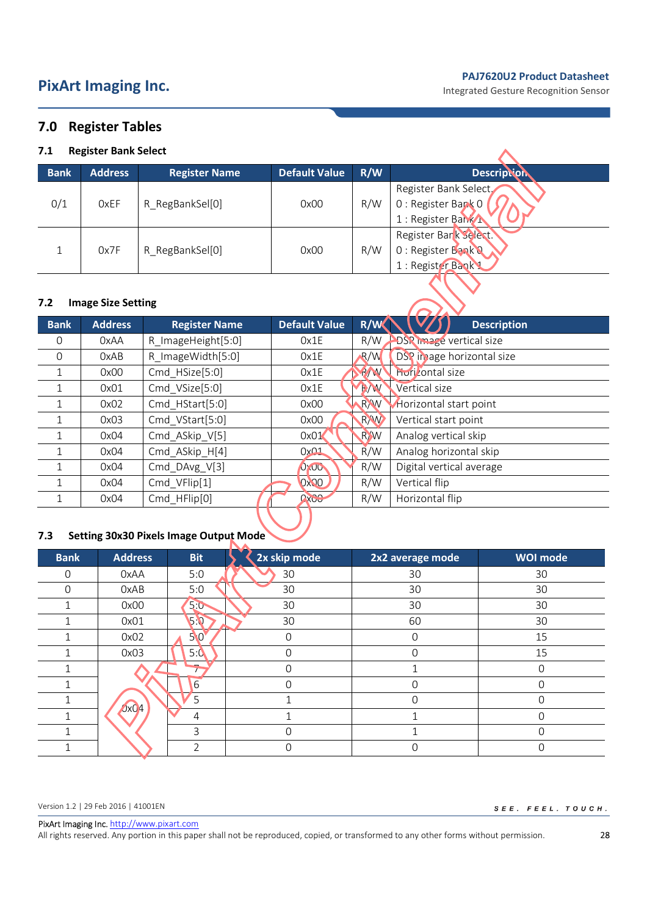## 7.0 Register Tables

### 7.1 Register Bank Select

| Bank | Address | Register Name | Default Value | R/W | Description |
|---|---|---|---|---|---|
| 0/1 | 0xEF | R_RegBankSel[0] | 0x00 | R/W | Register Bank Select.<br>0 : Register Bank 0<br>1 : Register Bank 1 |
| 1 | 0x7F | R_RegBankSel[0] | 0x00 | R/W | Register Bank Select.<br>0 : Register Bank 0<br>1 : Register Bank 1 |

### 7.2 Image Size Setting

| Bank | Address | Register Name | Default Value | R/W | Description |
|---|---|---|---|---|---|
| 0 | 0xAA | R_ImageHeight[5:0] | 0x1E | R/W | DSP image vertical size |
| 0 | 0xAB | R_ImageWidth[5:0] | 0x1E | R/W | DSP image horizontal size |
| 1 | 0x00 | Cmd_HSize[5:0] | 0x1E | R/W | Horizontal size |
| 1 | 0x01 | Cmd_VSize[5:0] | 0x1E | R/W | Vertical size |
| 1 | 0x02 | Cmd_HStart[5:0] | 0x00 | R/W | Horizontal start point |
| 1 | 0x03 | Cmd_VStart[5:0] | 0x00 | R/W | Vertical start point |
| 1 | 0x04 | Cmd_ASkip_V[5] | 0x01 | R/W | Analog vertical skip |
| 1 | 0x04 | Cmd_ASkip_H[4] | 0x01 | R/W | Analog horizontal skip |
| 1 | 0x04 | Cmd_DAvg_V[3] | 0x00 | R/W | Digital vertical average |
| 1 | 0x04 | Cmd_VFlip[1] | 0x00 | R/W | Vertical flip |
| 1 | 0x04 | Cmd_HFlip[0] | 0x00 | R/W | Horizontal flip |

### 7.3 Setting 30x30 Pixels Image Output Mode

| Bank | Address | Bit | 2x skip mode | 2x2 average mode | WOI mode |
|---|---|---|---|---|---|
| 0 | 0xAA | 5:0 | 30 | 30 | 30 |
| 0 | 0xAB | 5:0 | 30 | 30 | 30 |
| 1 | 0x00 | 5:0 | 30 | 30 | 30 |
| 1 | 0x01 | 5:0 | 30 | 60 | 30 |
| 1 | 0x02 | 5:0 | 0 | 0 | 15 |
| 1 | 0x03 | 5:0 | 0 | 0 | 15 |
| 1 | 0x04 | 7 | 0 | 1 | 0 |
| 1 | 0x04 | 6 | 0 | 0 | 0 |
| 1 | 0x04 | 5 | 1 | 0 | 0 |
| 1 | 0x04 | 4 | 1 | 1 | 0 |
| 1 | 0x04 | 3 | 0 | 1 | 0 |
| 1 | 0x04 | 2 | 0 | 0 | 0 |